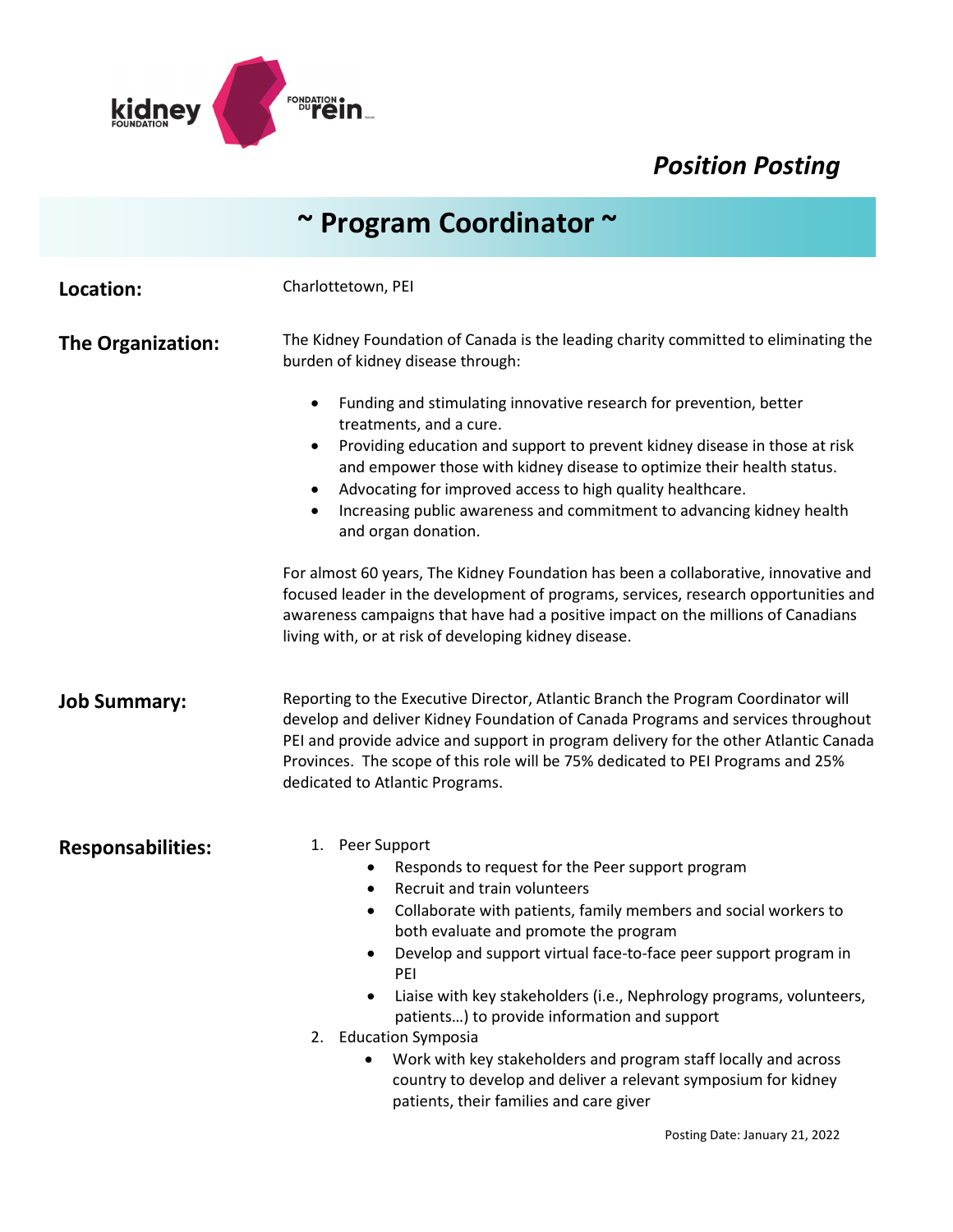*Position Posting*

# ~ Program Coordinator ~

**Location:** Charlottetown, PEI

**The Organization:** The Kidney Foundation of Canada is the leading charity committed to eliminating the burden of kidney disease through:

- Funding and stimulating innovative research for prevention, better treatments, and a cure.
- Providing education and support to prevent kidney disease in those at risk and empower those with kidney disease to optimize their health status.
- Advocating for improved access to high quality healthcare.
- Increasing public awareness and commitment to advancing kidney health and organ donation.

For almost 60 years, The Kidney Foundation has been a collaborative, innovative and focused leader in the development of programs, services, research opportunities and awareness campaigns that have had a positive impact on the millions of Canadians living with, or at risk of developing kidney disease.

**Job Summary:** Reporting to the Executive Director, Atlantic Branch the Program Coordinator will develop and deliver Kidney Foundation of Canada Programs and services throughout PEI and provide advice and support in program delivery for the other Atlantic Canada Provinces. The scope of this role will be 75% dedicated to PEI Programs and 25% dedicated to Atlantic Programs.

**Responsabilities:**

1. Peer Support
   - Responds to request for the Peer support program
   - Recruit and train volunteers
   - Collaborate with patients, family members and social workers to both evaluate and promote the program
   - Develop and support virtual face-to-face peer support program in PEI
   - Liaise with key stakeholders (i.e., Nephrology programs, volunteers, patients…) to provide information and support
2. Education Symposia
   - Work with key stakeholders and program staff locally and across country to develop and deliver a relevant symposium for kidney patients, their families and care giver

Posting Date: January 21, 2022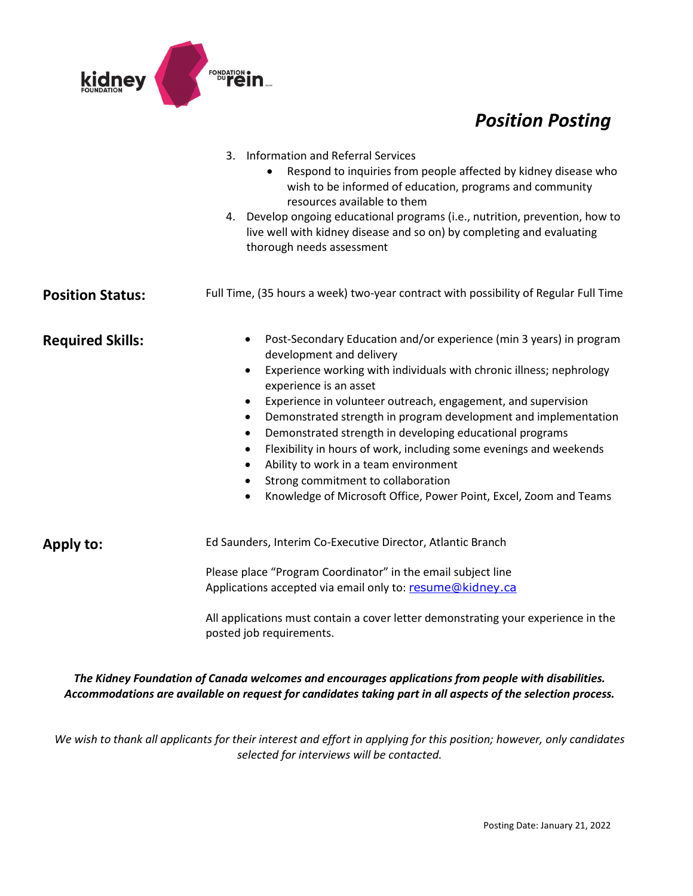## Position Posting

3. Information and Referral Services
    - Respond to inquiries from people affected by kidney disease who wish to be informed of education, programs and community resources available to them
4. Develop ongoing educational programs (i.e., nutrition, prevention, how to live well with kidney disease and so on) by completing and evaluating thorough needs assessment

**Position Status:** Full Time, (35 hours a week) two-year contract with possibility of Regular Full Time

**Required Skills:**

- Post-Secondary Education and/or experience (min 3 years) in program development and delivery
- Experience working with individuals with chronic illness; nephrology experience is an asset
- Experience in volunteer outreach, engagement, and supervision
- Demonstrated strength in program development and implementation
- Demonstrated strength in developing educational programs
- Flexibility in hours of work, including some evenings and weekends
- Ability to work in a team environment
- Strong commitment to collaboration
- Knowledge of Microsoft Office, Power Point, Excel, Zoom and Teams

**Apply to:** Ed Saunders, Interim Co-Executive Director, Atlantic Branch

Please place "Program Coordinator" in the email subject line
Applications accepted via email only to: resume@kidney.ca

All applications must contain a cover letter demonstrating your experience in the posted job requirements.

***The Kidney Foundation of Canada welcomes and encourages applications from people with disabilities. Accommodations are available on request for candidates taking part in all aspects of the selection process.***

*We wish to thank all applicants for their interest and effort in applying for this position; however, only candidates selected for interviews will be contacted.*

Posting Date: January 21, 2022